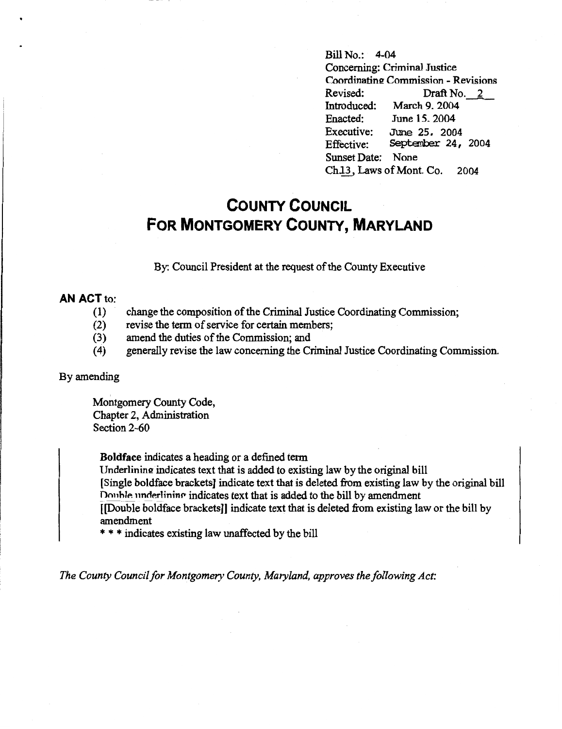Bill No.: 4-04
Concerning: Criminal Justice Coordinating Commission - Revisions
Revised: Draft No. 2
Introduced: March 9, 2004
Enacted: June 15, 2004
Executive: June 25, 2004
Effective: September 24, 2004
Sunset Date: None
Ch.13, Laws of Mont. Co. 2004

# COUNTY COUNCIL FOR MONTGOMERY COUNTY, MARYLAND

By: Council President at the request of the County Executive

**AN ACT** to:

(1) change the composition of the Criminal Justice Coordinating Commission;
(2) revise the term of service for certain members;
(3) amend the duties of the Commission; and
(4) generally revise the law concerning the Criminal Justice Coordinating Commission.

By amending

Montgomery County Code,
Chapter 2, Administration
Section 2-60

**Boldface** indicates a heading or a defined term
Underlining indicates text that is added to existing law by the original bill
[Single boldface brackets] indicate text that is deleted from existing law by the original bill
Double underlining indicates text that is added to the bill by amendment
[[Double boldface brackets]] indicate text that is deleted from existing law or the bill by amendment
* * * indicates existing law unaffected by the bill

*The County Council for Montgomery County, Maryland, approves the following Act:*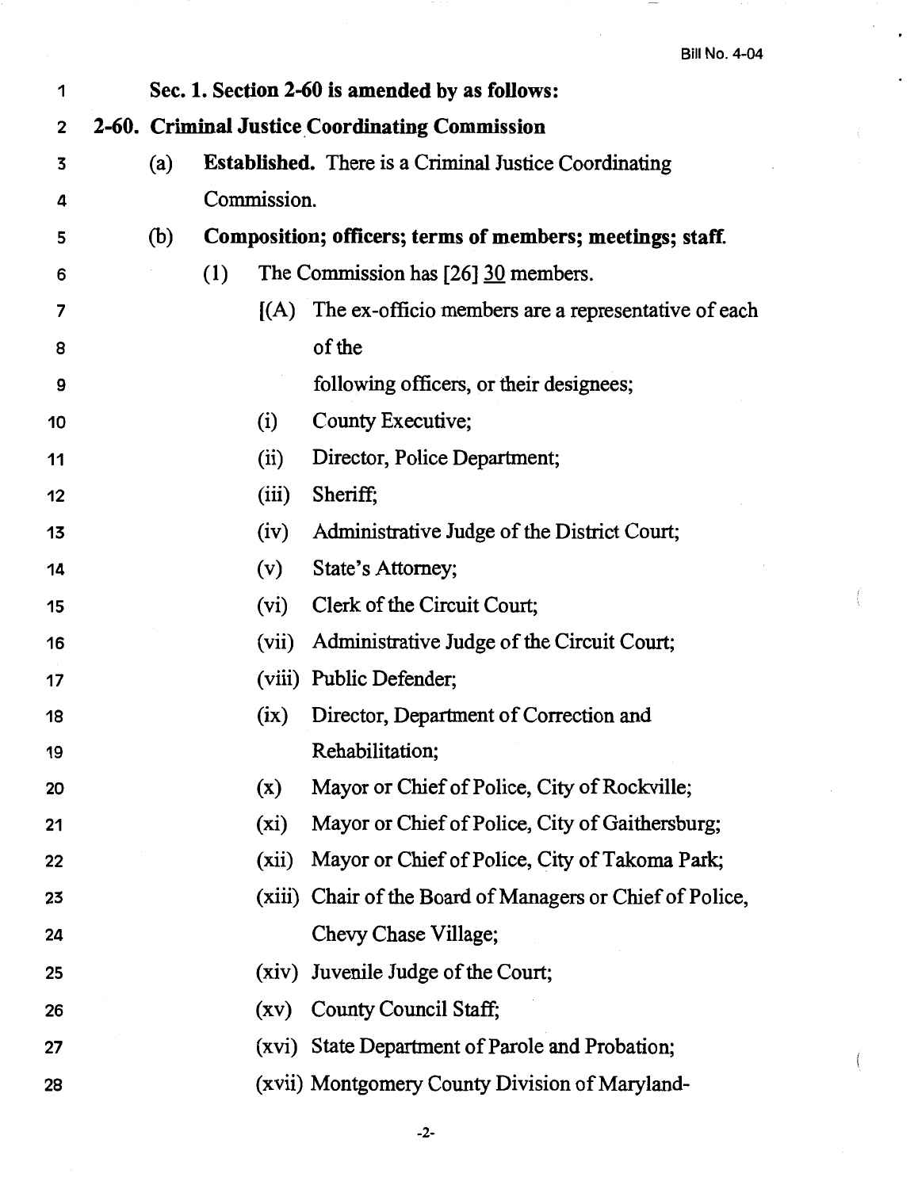Sec. 1. Section 2-60 is amended by as follows:

**2-60. Criminal Justice Coordinating Commission**

(a) **Established.** There is a Criminal Justice Coordinating Commission.

(b) **Composition; officers; terms of members; meetings; staff.**

(1) The Commission has [26] 30 members.

[(A) The ex-officio members are a representative of each of the

following officers, or their designees;

(i) County Executive;

(ii) Director, Police Department;

(iii) Sheriff;

(iv) Administrative Judge of the District Court;

(v) State's Attorney;

(vi) Clerk of the Circuit Court;

(vii) Administrative Judge of the Circuit Court;

(viii) Public Defender;

(ix) Director, Department of Correction and Rehabilitation;

(x) Mayor or Chief of Police, City of Rockville;

(xi) Mayor or Chief of Police, City of Gaithersburg;

(xii) Mayor or Chief of Police, City of Takoma Park;

(xiii) Chair of the Board of Managers or Chief of Police, Chevy Chase Village;

(xiv) Juvenile Judge of the Court;

(xv) County Council Staff;

(xvi) State Department of Parole and Probation;

(xvii) Montgomery County Division of Maryland-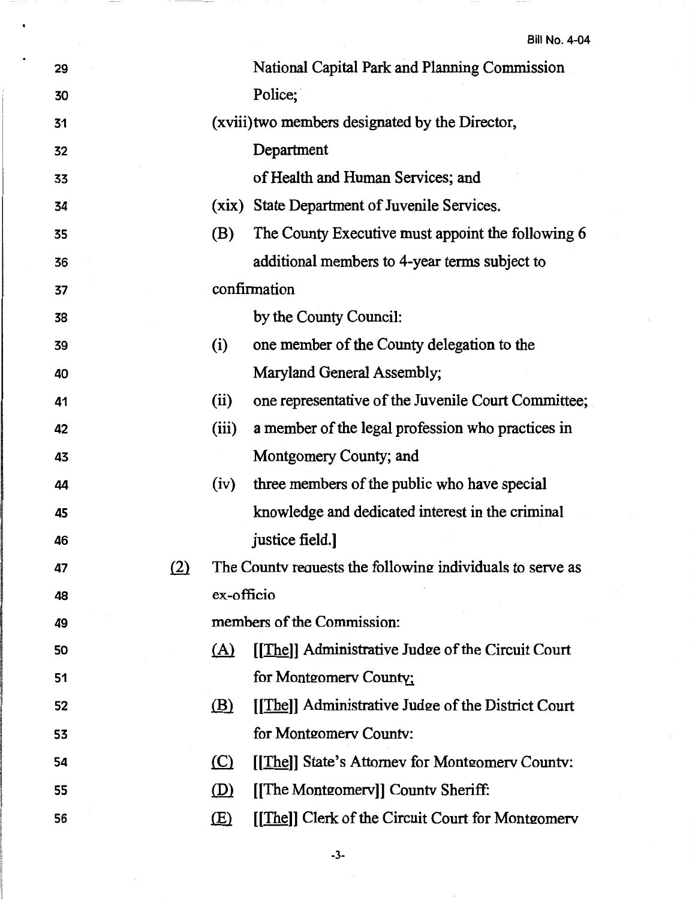National Capital Park and Planning Commission Police;

(xviii) two members designated by the Director, Department of Health and Human Services; and

(xix) State Department of Juvenile Services.

(B) The County Executive must appoint the following 6 additional members to 4-year terms subject to confirmation by the County Council:

(i) one member of the County delegation to the Maryland General Assembly;

(ii) one representative of the Juvenile Court Committee;

(iii) a member of the legal profession who practices in Montgomery County; and

(iv) three members of the public who have special knowledge and dedicated interest in the criminal justice field.]

(2) The County requests the following individuals to serve as ex-officio members of the Commission:

(A) [[The]] Administrative Judge of the Circuit Court for Montgomery County;

(B) [[The]] Administrative Judge of the District Court for Montgomery County;

(C) [[The]] State's Attorney for Montgomery County;

(D) [[The Montgomery]] County Sheriff;

(E) [[The]] Clerk of the Circuit Court for Montgomery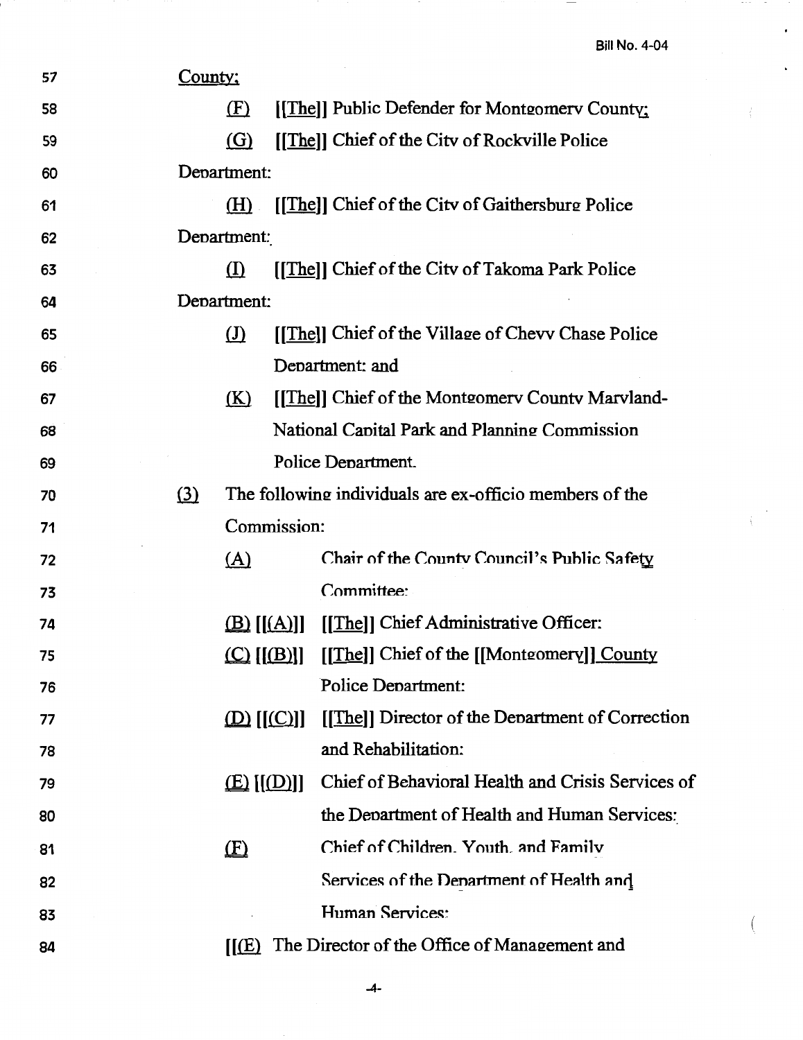Bill No. 4-04

57 County;

58 (F) [[The]] Public Defender for Montgomery County;

59 (G) [[The]] Chief of the City of Rockville Police

60 Department:

61 (H) [[The]] Chief of the City of Gaithersburg Police

62 Department:

63 (I) [[The]] Chief of the City of Takoma Park Police

64 Department:

65 (J) [[The]] Chief of the Village of Chevy Chase Police

66 Department: and

67 (K) [[The]] Chief of the Montgomery County Maryland-

68 National Capital Park and Planning Commission

69 Police Department.

70 (3) The following individuals are ex-officio members of the

71 Commission:

72 (A) Chair of the County Council's Public Safety

73 Committee:

74 (B) [[(A)]] [[The]] Chief Administrative Officer:

75 (C) [[(B)]] [[The]] Chief of the [[Montgomery]] County

76 Police Department:

77 (D) [[(C)]] [[The]] Director of the Department of Correction

78 and Rehabilitation:

79 (E) [[(D)]] Chief of Behavioral Health and Crisis Services of

80 the Department of Health and Human Services:

81 (F) Chief of Children, Youth, and Family

82 Services of the Department of Health and

83 Human Services:

84 [[(E) The Director of the Office of Management and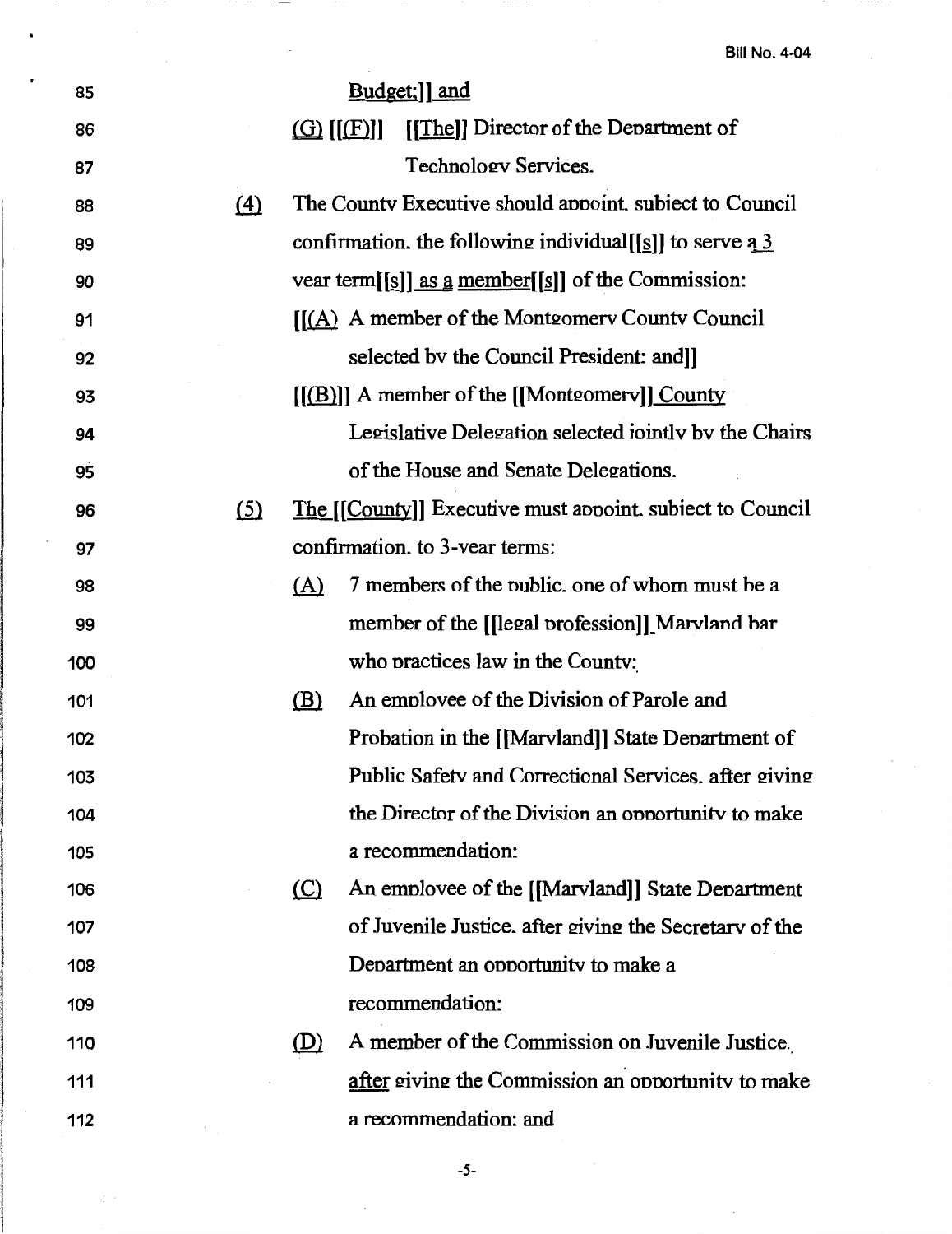85 Budget;]] and

86 (G) [[(F)]] [[The]] Director of the Department of

87 Technology Services.

88 (4) The County Executive should appoint, subject to Council

89 confirmation, the following individual[[s]] to serve a 3

90 year term[[s]] as a member[[s]] of the Commission:

91 [[(A) A member of the Montgomery County Council

92 selected by the Council President; and]]

93 [[(B)]] A member of the [[Montgomery]] County

94 Legislative Delegation selected jointly by the Chairs

95 of the House and Senate Delegations.

96 (5) The [[County]] Executive must appoint, subject to Council

97 confirmation, to 3-year terms:

98 (A) 7 members of the public, one of whom must be a

99 member of the [[legal profession]] Maryland bar

100 who practices law in the County;

101 (B) An employee of the Division of Parole and

102 Probation in the [[Maryland]] State Department of

103 Public Safety and Correctional Services, after giving

104 the Director of the Division an opportunity to make

105 a recommendation;

106 (C) An employee of the [[Maryland]] State Department

107 of Juvenile Justice, after giving the Secretary of the

108 Department an opportunity to make a

109 recommendation;

110 (D) A member of the Commission on Juvenile Justice,

111 after giving the Commission an opportunity to make

112 a recommendation; and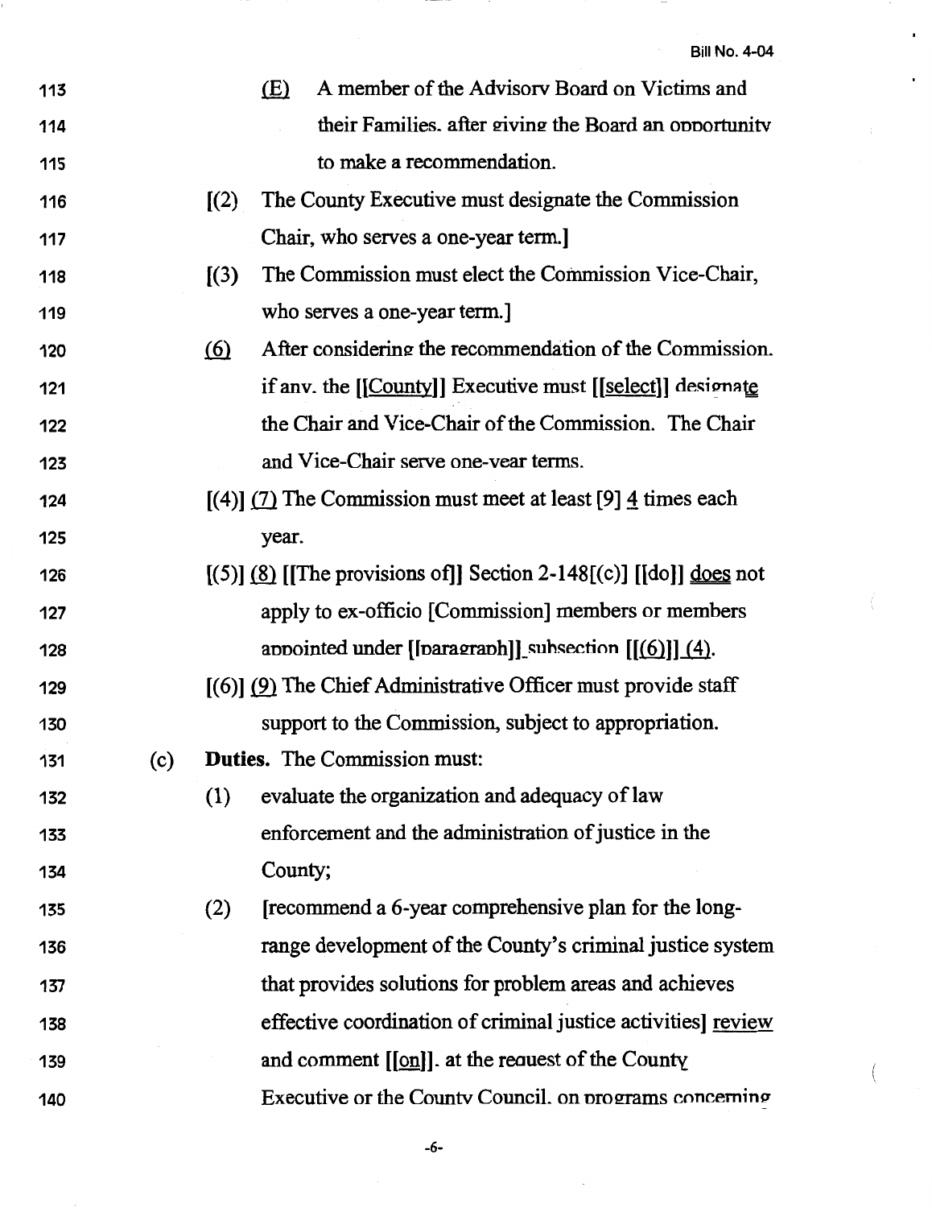113 (E) A member of the Advisory Board on Victims and
114 their Families, after giving the Board an opportunity
115 to make a recommendation.

116 [(2) The County Executive must designate the Commission
117 Chair, who serves a one-year term.]

118 [(3) The Commission must elect the Commission Vice-Chair,
119 who serves a one-year term.]

120 (6) After considering the recommendation of the Commission,
121 if any, the [[County]] Executive must [[select]] designate
122 the Chair and Vice-Chair of the Commission. The Chair
123 and Vice-Chair serve one-year terms.

124 [(4)] (7) The Commission must meet at least [9] 4 times each
125 year.

126 [(5)] (8) [[The provisions of]] Section 2-148[(c)] [[do]] does not
127 apply to ex-officio [Commission] members or members
128 appointed under [[paragraph]] subsection [[(6)]] (4).

129 [(6)] (9) The Chief Administrative Officer must provide staff
130 support to the Commission, subject to appropriation.

131 (c) **Duties.** The Commission must:

132 (1) evaluate the organization and adequacy of law
133 enforcement and the administration of justice in the
134 County;

135 (2) [recommend a 6-year comprehensive plan for the long-
136 range development of the County's criminal justice system
137 that provides solutions for problem areas and achieves
138 effective coordination of criminal justice activities] review
139 and comment [[on]], at the request of the County
140 Executive or the County Council, on programs concerning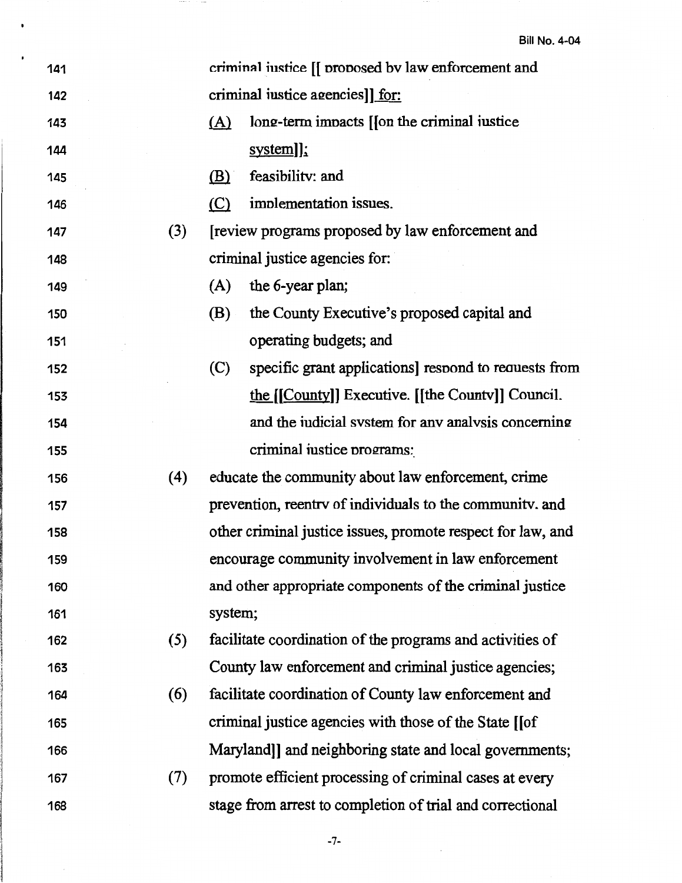141 criminal justice [[ proposed by law enforcement and

142 criminal justice agencies]] for:

143 (A) long-term impacts [[on the criminal justice

144 system]];

145 (B) feasibility; and

146 (C) implementation issues.

147 (3) [review programs proposed by law enforcement and

148 criminal justice agencies for:

149 (A) the 6-year plan;

150 (B) the County Executive's proposed capital and

151 operating budgets; and

152 (C) specific grant applications] respond to requests from

153 the [[County]] Executive, [[the County]] Council,

154 and the judicial system for any analysis concerning

155 criminal justice programs;

156 (4) educate the community about law enforcement, crime

157 prevention, reentry of individuals to the community, and

158 other criminal justice issues, promote respect for law, and

159 encourage community involvement in law enforcement

160 and other appropriate components of the criminal justice

161 system;

162 (5) facilitate coordination of the programs and activities of

163 County law enforcement and criminal justice agencies;

164 (6) facilitate coordination of County law enforcement and

165 criminal justice agencies with those of the State [[of

166 Maryland]] and neighboring state and local governments;

167 (7) promote efficient processing of criminal cases at every

168 stage from arrest to completion of trial and correctional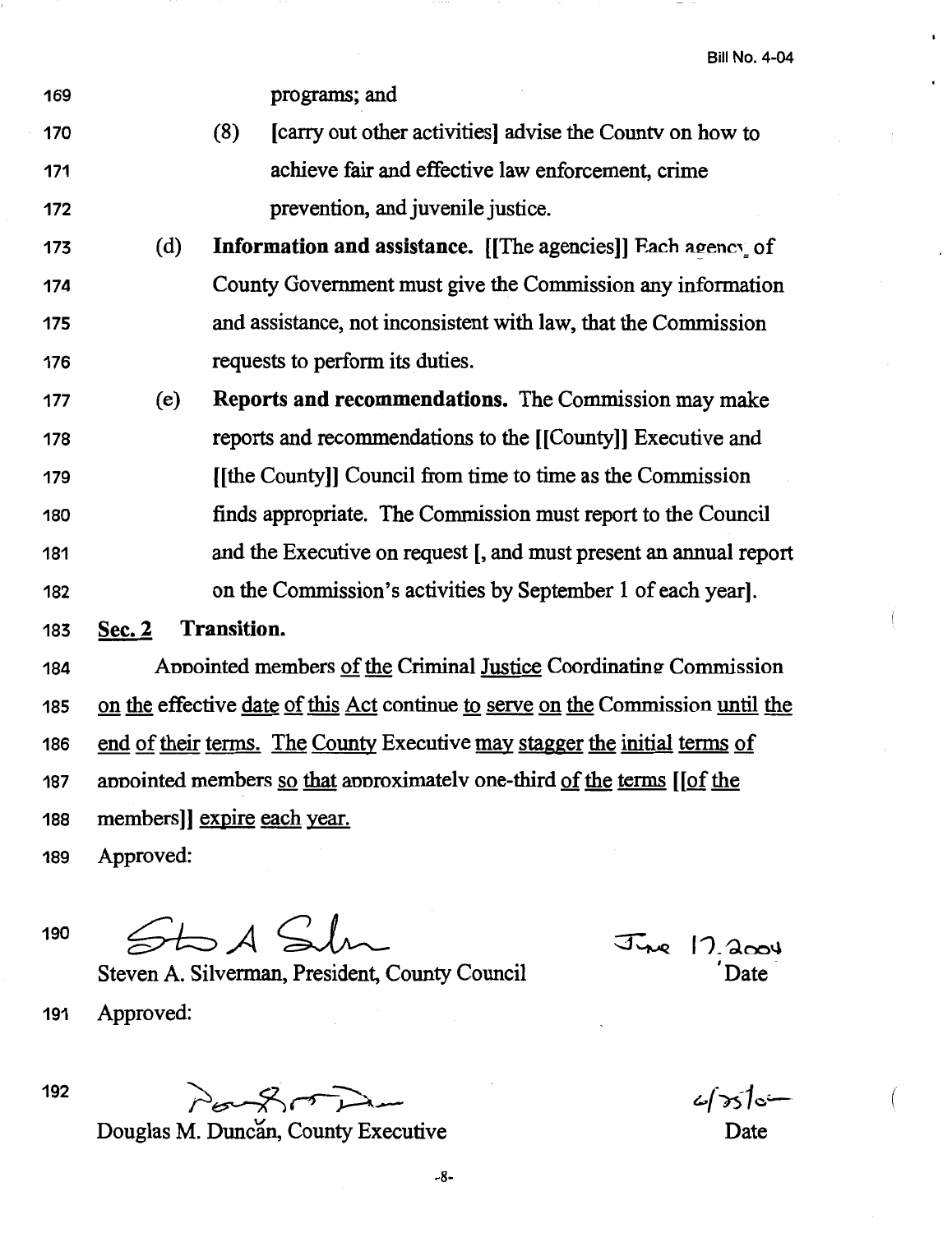169 programs; and

170 (8) [carry out other activities] advise the County on how to

171 achieve fair and effective law enforcement, crime

172 prevention, and juvenile justice.

173 (d) **Information and assistance.** [[The agencies]] Each agency of

174 County Government must give the Commission any information

175 and assistance, not inconsistent with law, that the Commission

176 requests to perform its duties.

177 (e) **Reports and recommendations.** The Commission may make

178 reports and recommendations to the [[County]] Executive and

179 [[the County]] Council from time to time as the Commission

180 finds appropriate. The Commission must report to the Council

181 and the Executive on request [, and must present an annual report

182 on the Commission's activities by September 1 of each year].

183 <u>Sec. 2</u> **Transition.**

184 Appointed members <u>of the</u> Criminal <u>Justice</u> Coordinating Commission

185 <u>on the</u> effective <u>date of this Act</u> continue <u>to serve on the</u> Commission <u>until the</u>

186 <u>end of their terms. The County</u> Executive <u>may stagger the initial terms of</u>

187 appointed members <u>so that</u> approximately one-third <u>of the terms</u> [[<u>of the</u>

188 members]] <u>expire each year.</u>

189 Approved:

190 Steven A. Silverman, President, County Council — June 17, 2004 Date

191 Approved:

192 Douglas M. Duncan, County Executive — 6/25/04 Date